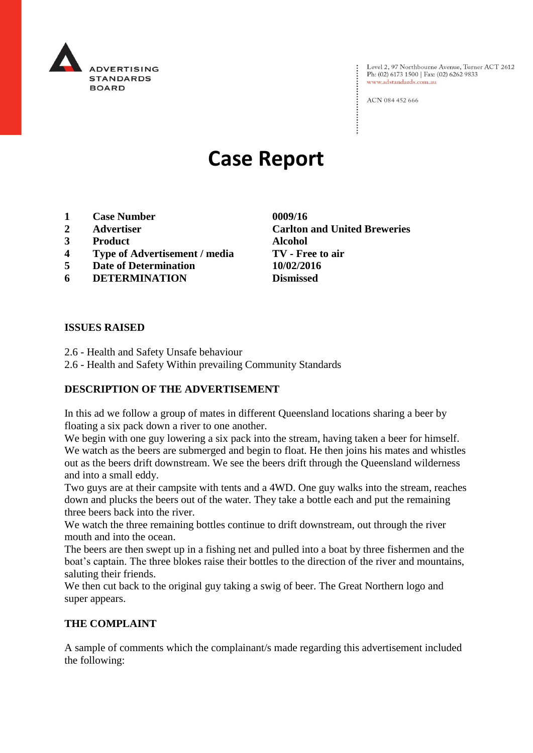ADVERTISING STANDARDS BOARD

Level 2, 97 Northbourne Avenue, Turner ACT 2612
Ph: (02) 6173 1500 | Fax: (02) 6262 9833
www.adstandards.com.au

ACN 084 452 666

# Case Report

| | | |
|---|---|---|
| **1** | **Case Number** | **0009/16** |
| **2** | **Advertiser** | **Carlton and United Breweries** |
| **3** | **Product** | **Alcohol** |
| **4** | **Type of Advertisement / media** | **TV - Free to air** |
| **5** | **Date of Determination** | **10/02/2016** |
| **6** | **DETERMINATION** | **Dismissed** |

## ISSUES RAISED

2.6 - Health and Safety Unsafe behaviour
2.6 - Health and Safety Within prevailing Community Standards

## DESCRIPTION OF THE ADVERTISEMENT

In this ad we follow a group of mates in different Queensland locations sharing a beer by floating a six pack down a river to one another.
We begin with one guy lowering a six pack into the stream, having taken a beer for himself. We watch as the beers are submerged and begin to float. He then joins his mates and whistles out as the beers drift downstream. We see the beers drift through the Queensland wilderness and into a small eddy.
Two guys are at their campsite with tents and a 4WD. One guy walks into the stream, reaches down and plucks the beers out of the water. They take a bottle each and put the remaining three beers back into the river.
We watch the three remaining bottles continue to drift downstream, out through the river mouth and into the ocean.
The beers are then swept up in a fishing net and pulled into a boat by three fishermen and the boat's captain. The three blokes raise their bottles to the direction of the river and mountains, saluting their friends.
We then cut back to the original guy taking a swig of beer. The Great Northern logo and super appears.

## THE COMPLAINT

A sample of comments which the complainant/s made regarding this advertisement included the following: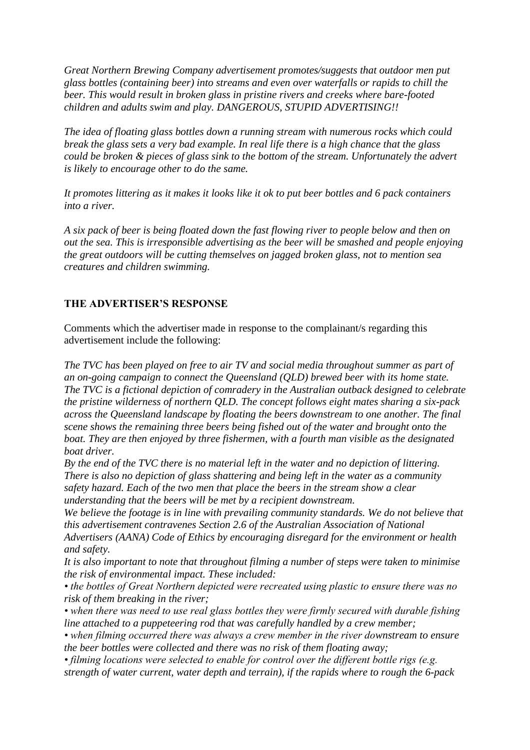*Great Northern Brewing Company advertisement promotes/suggests that outdoor men put glass bottles (containing beer) into streams and even over waterfalls or rapids to chill the beer. This would result in broken glass in pristine rivers and creeks where bare-footed children and adults swim and play. DANGEROUS, STUPID ADVERTISING!!*

*The idea of floating glass bottles down a running stream with numerous rocks which could break the glass sets a very bad example. In real life there is a high chance that the glass could be broken & pieces of glass sink to the bottom of the stream. Unfortunately the advert is likely to encourage other to do the same.*

*It promotes littering as it makes it looks like it ok to put beer bottles and 6 pack containers into a river.*

*A six pack of beer is being floated down the fast flowing river to people below and then on out the sea. This is irresponsible advertising as the beer will be smashed and people enjoying the great outdoors will be cutting themselves on jagged broken glass, not to mention sea creatures and children swimming.*

## THE ADVERTISER'S RESPONSE

Comments which the advertiser made in response to the complainant/s regarding this advertisement include the following:

*The TVC has been played on free to air TV and social media throughout summer as part of an on-going campaign to connect the Queensland (QLD) brewed beer with its home state. The TVC is a fictional depiction of comradery in the Australian outback designed to celebrate the pristine wilderness of northern QLD. The concept follows eight mates sharing a six-pack across the Queensland landscape by floating the beers downstream to one another. The final scene shows the remaining three beers being fished out of the water and brought onto the boat. They are then enjoyed by three fishermen, with a fourth man visible as the designated boat driver.*
*By the end of the TVC there is no material left in the water and no depiction of littering. There is also no depiction of glass shattering and being left in the water as a community safety hazard. Each of the two men that place the beers in the stream show a clear understanding that the beers will be met by a recipient downstream.*
*We believe the footage is in line with prevailing community standards. We do not believe that this advertisement contravenes Section 2.6 of the Australian Association of National Advertisers (AANA) Code of Ethics by encouraging disregard for the environment or health and safety.*
*It is also important to note that throughout filming a number of steps were taken to minimise the risk of environmental impact. These included:*
*• the bottles of Great Northern depicted were recreated using plastic to ensure there was no risk of them breaking in the river;*
*• when there was need to use real glass bottles they were firmly secured with durable fishing line attached to a puppeteering rod that was carefully handled by a crew member;*
*• when filming occurred there was always a crew member in the river downstream to ensure the beer bottles were collected and there was no risk of them floating away;*
*• filming locations were selected to enable for control over the different bottle rigs (e.g. strength of water current, water depth and terrain), if the rapids where to rough the 6-pack*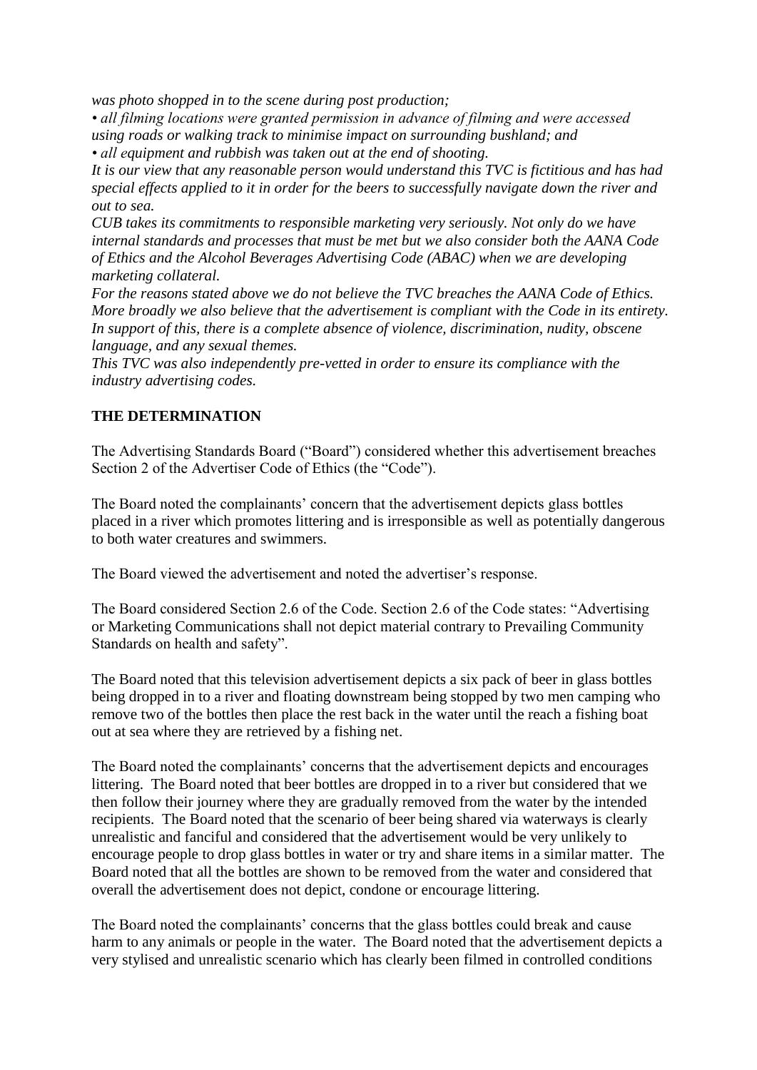*was photo shopped in to the scene during post production;*

*• all filming locations were granted permission in advance of filming and were accessed using roads or walking track to minimise impact on surrounding bushland; and*

*• all equipment and rubbish was taken out at the end of shooting.*

*It is our view that any reasonable person would understand this TVC is fictitious and has had special effects applied to it in order for the beers to successfully navigate down the river and out to sea.*

*CUB takes its commitments to responsible marketing very seriously. Not only do we have internal standards and processes that must be met but we also consider both the AANA Code of Ethics and the Alcohol Beverages Advertising Code (ABAC) when we are developing marketing collateral.*

*For the reasons stated above we do not believe the TVC breaches the AANA Code of Ethics. More broadly we also believe that the advertisement is compliant with the Code in its entirety. In support of this, there is a complete absence of violence, discrimination, nudity, obscene language, and any sexual themes.*

*This TVC was also independently pre-vetted in order to ensure its compliance with the industry advertising codes.*

**THE DETERMINATION**

The Advertising Standards Board ("Board") considered whether this advertisement breaches Section 2 of the Advertiser Code of Ethics (the "Code").

The Board noted the complainants' concern that the advertisement depicts glass bottles placed in a river which promotes littering and is irresponsible as well as potentially dangerous to both water creatures and swimmers.

The Board viewed the advertisement and noted the advertiser's response.

The Board considered Section 2.6 of the Code. Section 2.6 of the Code states: "Advertising or Marketing Communications shall not depict material contrary to Prevailing Community Standards on health and safety".

The Board noted that this television advertisement depicts a six pack of beer in glass bottles being dropped in to a river and floating downstream being stopped by two men camping who remove two of the bottles then place the rest back in the water until the reach a fishing boat out at sea where they are retrieved by a fishing net.

The Board noted the complainants' concerns that the advertisement depicts and encourages littering. The Board noted that beer bottles are dropped in to a river but considered that we then follow their journey where they are gradually removed from the water by the intended recipients. The Board noted that the scenario of beer being shared via waterways is clearly unrealistic and fanciful and considered that the advertisement would be very unlikely to encourage people to drop glass bottles in water or try and share items in a similar matter. The Board noted that all the bottles are shown to be removed from the water and considered that overall the advertisement does not depict, condone or encourage littering.

The Board noted the complainants' concerns that the glass bottles could break and cause harm to any animals or people in the water. The Board noted that the advertisement depicts a very stylised and unrealistic scenario which has clearly been filmed in controlled conditions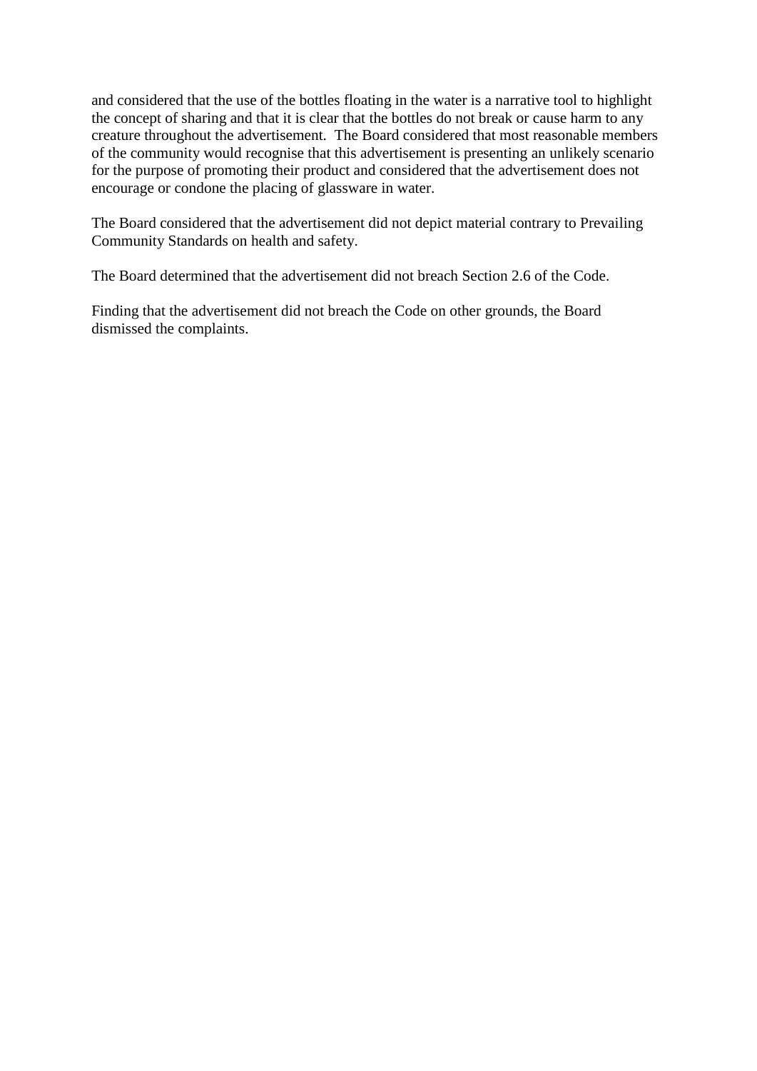and considered that the use of the bottles floating in the water is a narrative tool to highlight the concept of sharing and that it is clear that the bottles do not break or cause harm to any creature throughout the advertisement. The Board considered that most reasonable members of the community would recognise that this advertisement is presenting an unlikely scenario for the purpose of promoting their product and considered that the advertisement does not encourage or condone the placing of glassware in water.

The Board considered that the advertisement did not depict material contrary to Prevailing Community Standards on health and safety.

The Board determined that the advertisement did not breach Section 2.6 of the Code.

Finding that the advertisement did not breach the Code on other grounds, the Board dismissed the complaints.